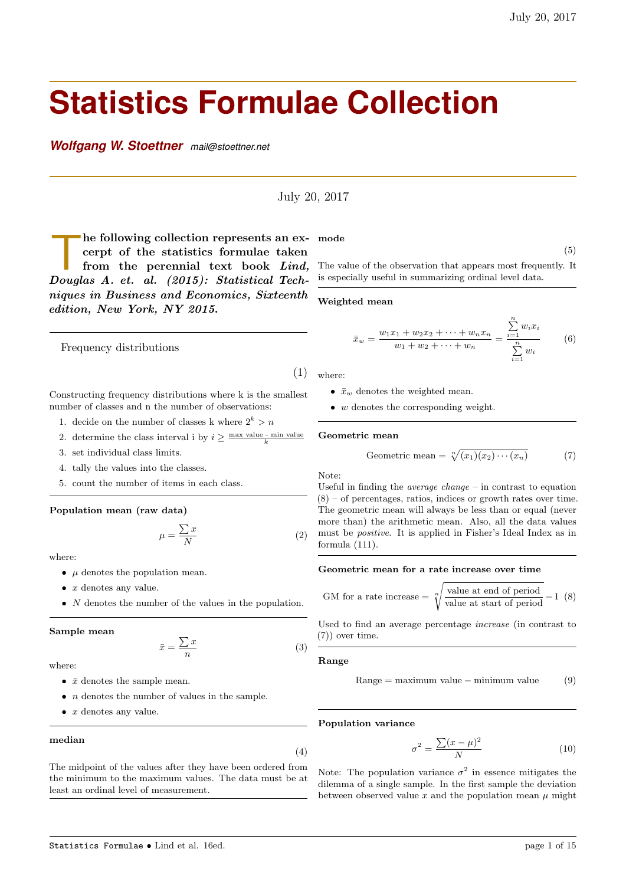# Statistics Formulae Collection

***Wolfgang W. Stoettner*** *mail@stoettner.net*

July 20, 2017

**The following collection represents an excerpt of the statistics formulae taken from the perennial text book *Lind, Douglas A. et. al. (2015): Statistical Techniques in Business and Economics, Sixteenth edition, New York, NY 2015.***

## Frequency distributions

(1)

Constructing frequency distributions where k is the smallest number of classes and n the number of observations:

1. decide on the number of classes k where $2^k > n$
2. determine the class interval i by $i \geq \frac{\text{max value - min value}}{k}$
3. set individual class limits.
4. tally the values into the classes.
5. count the number of items in each class.

### Population mean (raw data)

$$\mu = \frac{\sum x}{N} \tag{2}$$

where:

- $\mu$ denotes the population mean.
- $x$ denotes any value.
- $N$ denotes the number of the values in the population.

### Sample mean

$$\bar{x} = \frac{\sum x}{n} \tag{3}$$

where:

- $\bar{x}$ denotes the sample mean.
- $n$ denotes the number of values in the sample.
- $x$ denotes any value.

### median

(4)

The midpoint of the values after they have been ordered from the minimum to the maximum values. The data must be at least an ordinal level of measurement.

### mode

(5)

The value of the observation that appears most frequently. It is especially useful in summarizing ordinal level data.

### Weighted mean

$$\bar{x}_w = \frac{w_1x_1 + w_2x_2 + \cdots + w_nx_n}{w_1 + w_2 + \cdots + w_n} = \frac{\sum_{i=1}^{n} w_i x_i}{\sum_{i=1}^{n} w_i} \tag{6}$$

where:

- $\bar{x}_w$ denotes the weighted mean.
- $w$ denotes the corresponding weight.

### Geometric mean

$$\text{Geometric mean} = \sqrt[n]{(x_1)(x_2)\cdots(x_n)} \tag{7}$$

Note:
Useful in finding the *average change* – in contrast to equation (8) – of percentages, ratios, indices or growth rates over time. The geometric mean will always be less than or equal (never more than) the arithmetic mean. Also, all the data values must be *positive*. It is applied in Fisher's Ideal Index as in formula (111).

### Geometric mean for a rate increase over time

$$\text{GM for a rate increase} = \sqrt[n]{\frac{\text{value at end of period}}{\text{value at start of period}}} - 1 \tag{8}$$

Used to find an average percentage *increase* (in contrast to (7)) over time.

### Range

$$\text{Range} = \text{maximum value} - \text{minimum value} \tag{9}$$

### Population variance

$$\sigma^2 = \frac{\sum(x-\mu)^2}{N} \tag{10}$$

Note: The population variance $\sigma^2$ in essence mitigates the dilemma of a single sample. In the first sample the deviation between observed value $x$ and the population mean $\mu$ might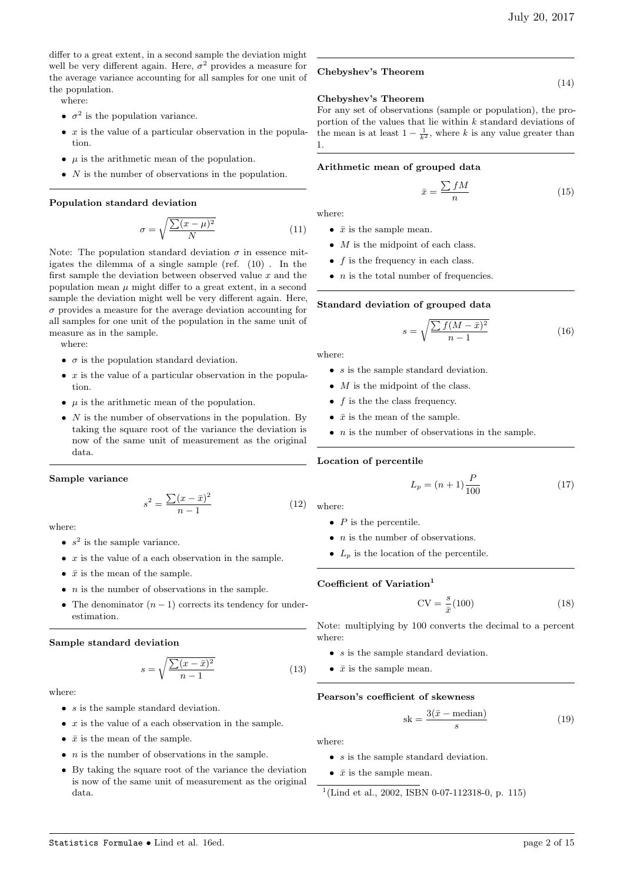differ to a great extent, in a second sample the deviation might well be very different again. Here, $\sigma^2$ provides a measure for the average variance accounting for all samples for one unit of the population.

where:

- $\sigma^2$ is the population variance.
- $x$ is the value of a particular observation in the population.
- $\mu$ is the arithmetic mean of the population.
- $N$ is the number of observations in the population.

---

**Population standard deviation**

$$\sigma = \sqrt{\frac{\sum (x-\mu)^2}{N}} \tag{11}$$

Note: The population standard deviation $\sigma$ in essence mitigates the dilemma of a single sample (ref. (10) . In the first sample the deviation between observed value $x$ and the population mean $\mu$ might differ to a great extent, in a second sample the deviation might well be very different again. Here, $\sigma$ provides a measure for the average deviation accounting for all samples for one unit of the population in the same unit of measure as in the sample.

where:

- $\sigma$ is the population standard deviation.
- $x$ is the value of a particular observation in the population.
- $\mu$ is the arithmetic mean of the population.
- $N$ is the number of observations in the population. By taking the square root of the variance the deviation is now of the same unit of measurement as the original data.

---

**Sample variance**

$$s^2 = \frac{\sum (x-\bar{x})^2}{n-1} \tag{12}$$

where:

- $s^2$ is the sample variance.
- $x$ is the value of a each observation in the sample.
- $\bar{x}$ is the mean of the sample.
- $n$ is the number of observations in the sample.
- The denominator $(n-1)$ corrects its tendency for underestimation.

---

**Sample standard deviation**

$$s = \sqrt{\frac{\sum (x-\bar{x})^2}{n-1}} \tag{13}$$

where:

- $s$ is the sample standard deviation.
- $x$ is the value of a each observation in the sample.
- $\bar{x}$ is the mean of the sample.
- $n$ is the number of observations in the sample.
- By taking the square root of the variance the deviation is now of the same unit of measurement as the original data.

---

**Chebyshev's Theorem**

(14)

**Chebyshev's Theorem**

For any set of observations (sample or population), the proportion of the values that lie within $k$ standard deviations of the mean is at least $1 - \frac{1}{k^2}$, where $k$ is any value greater than 1.

---

**Arithmetic mean of grouped data**

$$\bar{x} = \frac{\sum fM}{n} \tag{15}$$

where:

- $\bar{x}$ is the sample mean.
- $M$ is the midpoint of each class.
- $f$ is the frequency in each class.
- $n$ is the total number of frequencies.

---

**Standard deviation of grouped data**

$$s = \sqrt{\frac{\sum f(M-\bar{x})^2}{n-1}} \tag{16}$$

where:

- $s$ is the sample standard deviation.
- $M$ is the midpoint of the class.
- $f$ is the the class frequency.
- $\bar{x}$ is the mean of the sample.
- $n$ is the number of observations in the sample.

---

**Location of percentile**

$$L_p = (n+1)\frac{P}{100} \tag{17}$$

where:

- $P$ is the percentile.
- $n$ is the number of observations.
- $L_p$ is the location of the percentile.

---

**Coefficient of Variation**[1]

$$\text{CV} = \frac{s}{\bar{x}}(100) \tag{18}$$

Note: multiplying by 100 converts the decimal to a percent where:

- $s$ is the sample standard deviation.
- $\bar{x}$ is the sample mean.

---

**Pearson's coefficient of skewness**

$$\text{sk} = \frac{3(\bar{x} - \text{median})}{s} \tag{19}$$

where:

- $s$ is the sample standard deviation.
- $\bar{x}$ is the sample mean.

[1](Lind et al., 2002, ISBN 0-07-112318-0, p. 115)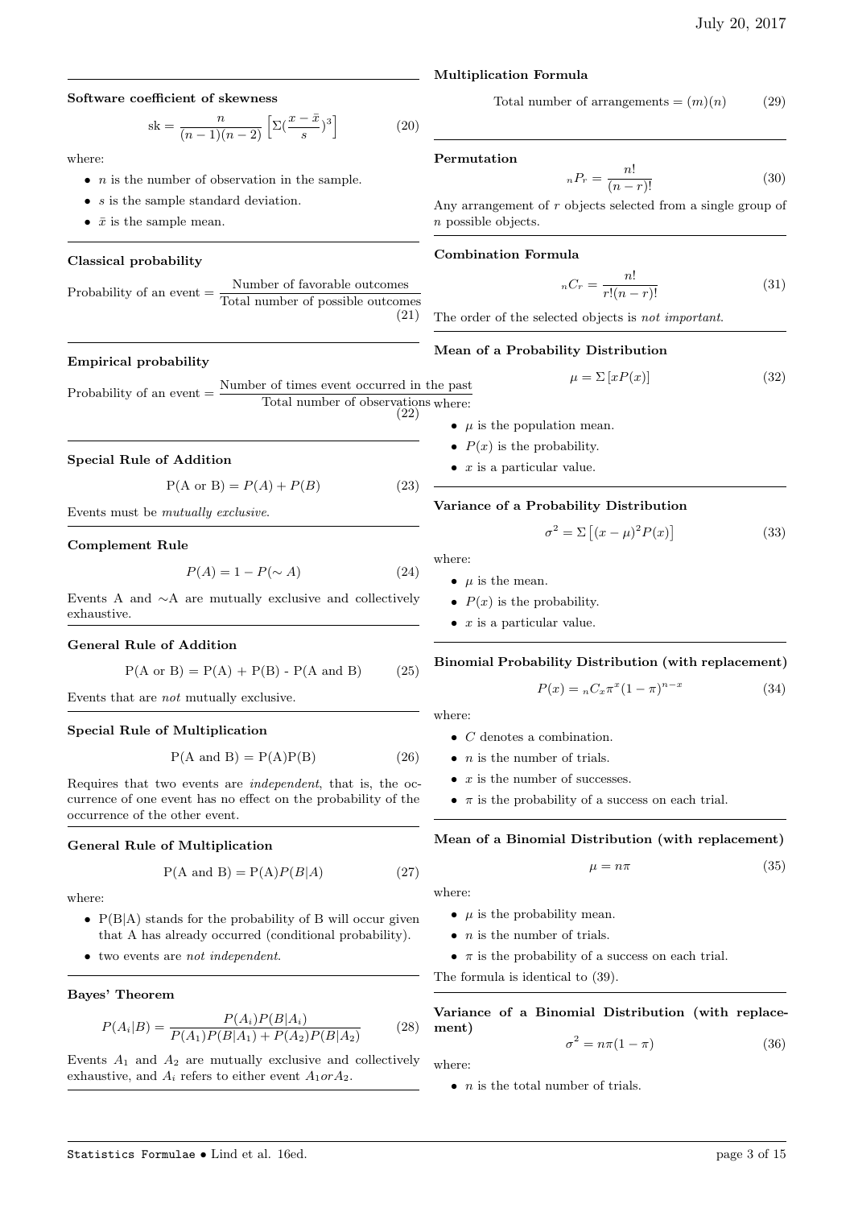### Software coefficient of skewness

$$\text{sk} = \frac{n}{(n-1)(n-2)}\left[\Sigma(\frac{x-\bar{x}}{s})^3\right] \tag{20}$$

where:

- $n$ is the number of observation in the sample.
- $s$ is the sample standard deviation.
- $\bar{x}$ is the sample mean.

### Classical probability

$$\text{Probability of an event} = \frac{\text{Number of favorable outcomes}}{\text{Total number of possible outcomes}} \tag{21}$$

### Empirical probability

$$\text{Probability of an event} = \frac{\text{Number of times event occurred in the past}}{\text{Total number of observations}} \tag{22}$$

### Special Rule of Addition

$$\text{P(A or B)} = P(A) + P(B) \tag{23}$$

Events must be *mutually exclusive*.

### Complement Rule

$$P(A) = 1 - P(\sim A) \tag{24}$$

Events A and ∼A are mutually exclusive and collectively exhaustive.

### General Rule of Addition

$$\text{P(A or B) = P(A) + P(B) - P(A and B)} \tag{25}$$

Events that are *not* mutually exclusive.

### Special Rule of Multiplication

$$\text{P(A and B) = P(A)P(B)} \tag{26}$$

Requires that two events are *independent*, that is, the occurrence of one event has no effect on the probability of the occurrence of the other event.

### General Rule of Multiplication

$$\text{P(A and B)} = \text{P(A)}P(B|A) \tag{27}$$

where:

- P(B|A) stands for the probability of B will occur given that A has already occurred (conditional probability).
- two events are *not independent*.

### Bayes' Theorem

$$P(A_i|B) = \frac{P(A_i)P(B|A_i)}{P(A_1)P(B|A_1) + P(A_2)P(B|A_2)} \tag{28}$$

Events $A_1$ and $A_2$ are mutually exclusive and collectively exhaustive, and $A_i$ refers to either event $A_1 or A_2$.

### Multiplication Formula

$$\text{Total number of arrangements} = (m)(n) \tag{29}$$

### Permutation

$${}_nP_r = \frac{n!}{(n-r)!} \tag{30}$$

Any arrangement of $r$ objects selected from a single group of $n$ possible objects.

### Combination Formula

$${}_nC_r = \frac{n!}{r!(n-r)!} \tag{31}$$

The order of the selected objects is *not important*.

### Mean of a Probability Distribution

$$\mu = \Sigma\left[xP(x)\right] \tag{32}$$

where:

- $\mu$ is the population mean.
- $P(x)$ is the probability.
- $x$ is a particular value.

### Variance of a Probability Distribution

$$\sigma^2 = \Sigma\left[(x-\mu)^2 P(x)\right] \tag{33}$$

where:

- $\mu$ is the mean.
- $P(x)$ is the probability.
- $x$ is a particular value.

### Binomial Probability Distribution (with replacement)

$$P(x) = {}_nC_x \pi^x (1-\pi)^{n-x} \tag{34}$$

where:

- $C$ denotes a combination.
- $n$ is the number of trials.
- $x$ is the number of successes.
- $\pi$ is the probability of a success on each trial.

### Mean of a Binomial Distribution (with replacement)

$$\mu = n\pi \tag{35}$$

where:

- $\mu$ is the probability mean.
- $n$ is the number of trials.
- $\pi$ is the probability of a success on each trial.

The formula is identical to (39).

### Variance of a Binomial Distribution (with replacement)

$$\sigma^2 = n\pi(1-\pi) \tag{36}$$

where:

- $n$ is the total number of trials.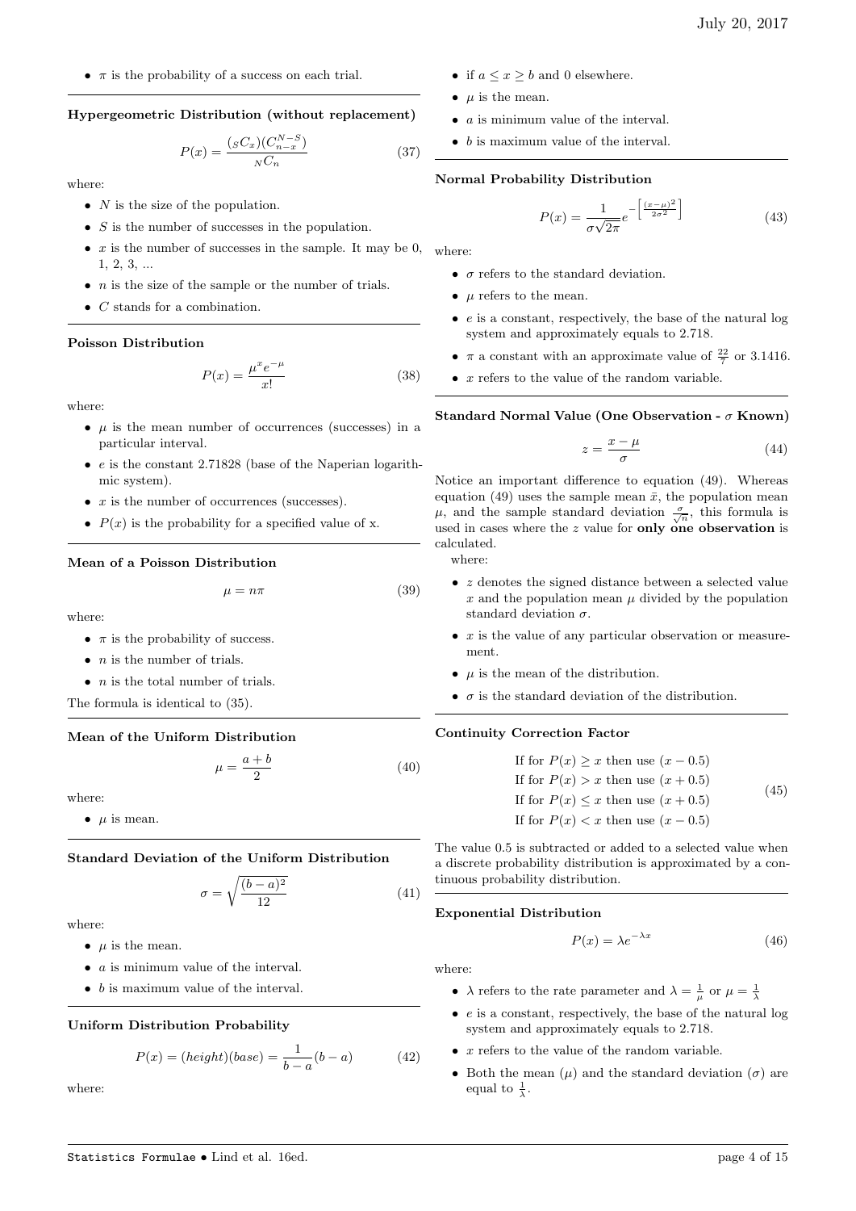- $\pi$ is the probability of a success on each trial.

### Hypergeometric Distribution (without replacement)

$$P(x) = \frac{({}_SC_x)(C_{n-x}^{N-S})}{{}_NC_n} \tag{37}$$

where:

- $N$ is the size of the population.
- $S$ is the number of successes in the population.
- $x$ is the number of successes in the sample. It may be 0, 1, 2, 3, ...
- $n$ is the size of the sample or the number of trials.
- $C$ stands for a combination.

### Poisson Distribution

$$P(x) = \frac{\mu^x e^{-\mu}}{x!} \tag{38}$$

where:

- $\mu$ is the mean number of occurrences (successes) in a particular interval.
- $e$ is the constant 2.71828 (base of the Naperian logarithmic system).
- $x$ is the number of occurrences (successes).
- $P(x)$ is the probability for a specified value of x.

### Mean of a Poisson Distribution

$$\mu = n\pi \tag{39}$$

where:

- $\pi$ is the probability of success.
- $n$ is the number of trials.
- $n$ is the total number of trials.

The formula is identical to (35).

### Mean of the Uniform Distribution

$$\mu = \frac{a+b}{2} \tag{40}$$

where:

- $\mu$ is mean.

### Standard Deviation of the Uniform Distribution

$$\sigma = \sqrt{\frac{(b-a)^2}{12}} \tag{41}$$

where:

- $\mu$ is the mean.
- $a$ is minimum value of the interval.
- $b$ is maximum value of the interval.

### Uniform Distribution Probability

$$P(x) = (height)(base) = \frac{1}{b-a}(b-a) \tag{42}$$

where:

- if $a \leq x \geq b$ and 0 elsewhere.
- $\mu$ is the mean.
- $a$ is minimum value of the interval.
- $b$ is maximum value of the interval.

### Normal Probability Distribution

$$P(x) = \frac{1}{\sigma\sqrt{2\pi}} e^{-\left[\frac{(x-\mu)^2}{2\sigma^2}\right]} \tag{43}$$

where:

- $\sigma$ refers to the standard deviation.
- $\mu$ refers to the mean.
- $e$ is a constant, respectively, the base of the natural log system and approximately equals to 2.718.
- $\pi$ a constant with an approximate value of $\frac{22}{7}$ or 3.1416.
- $x$ refers to the value of the random variable.

### Standard Normal Value (One Observation - $\sigma$ Known)

$$z = \frac{x-\mu}{\sigma} \tag{44}$$

Notice an important difference to equation (49). Whereas equation (49) uses the sample mean $\bar{x}$, the population mean $\mu$, and the sample standard deviation $\frac{\sigma}{\sqrt{n}}$, this formula is used in cases where the $z$ value for **only one observation** is calculated.

where:

- $z$ denotes the signed distance between a selected value $x$ and the population mean $\mu$ divided by the population standard deviation $\sigma$.
- $x$ is the value of any particular observation or measurement.
- $\mu$ is the mean of the distribution.
- $\sigma$ is the standard deviation of the distribution.

### Continuity Correction Factor

$$\begin{aligned}
&\text{If for } P(x) \geq x \text{ then use } (x - 0.5)\\
&\text{If for } P(x) > x \text{ then use } (x + 0.5)\\
&\text{If for } P(x) \leq x \text{ then use } (x + 0.5)\\
&\text{If for } P(x) < x \text{ then use } (x - 0.5)
\end{aligned} \tag{45}$$

The value 0.5 is subtracted or added to a selected value when a discrete probability distribution is approximated by a continuous probability distribution.

### Exponential Distribution

$$P(x) = \lambda e^{-\lambda x} \tag{46}$$

where:

- $\lambda$ refers to the rate parameter and $\lambda = \frac{1}{\mu}$ or $\mu = \frac{1}{\lambda}$
- $e$ is a constant, respectively, the base of the natural log system and approximately equals to 2.718.
- $x$ refers to the value of the random variable.
- Both the mean ($\mu$) and the standard deviation ($\sigma$) are equal to $\frac{1}{\lambda}$.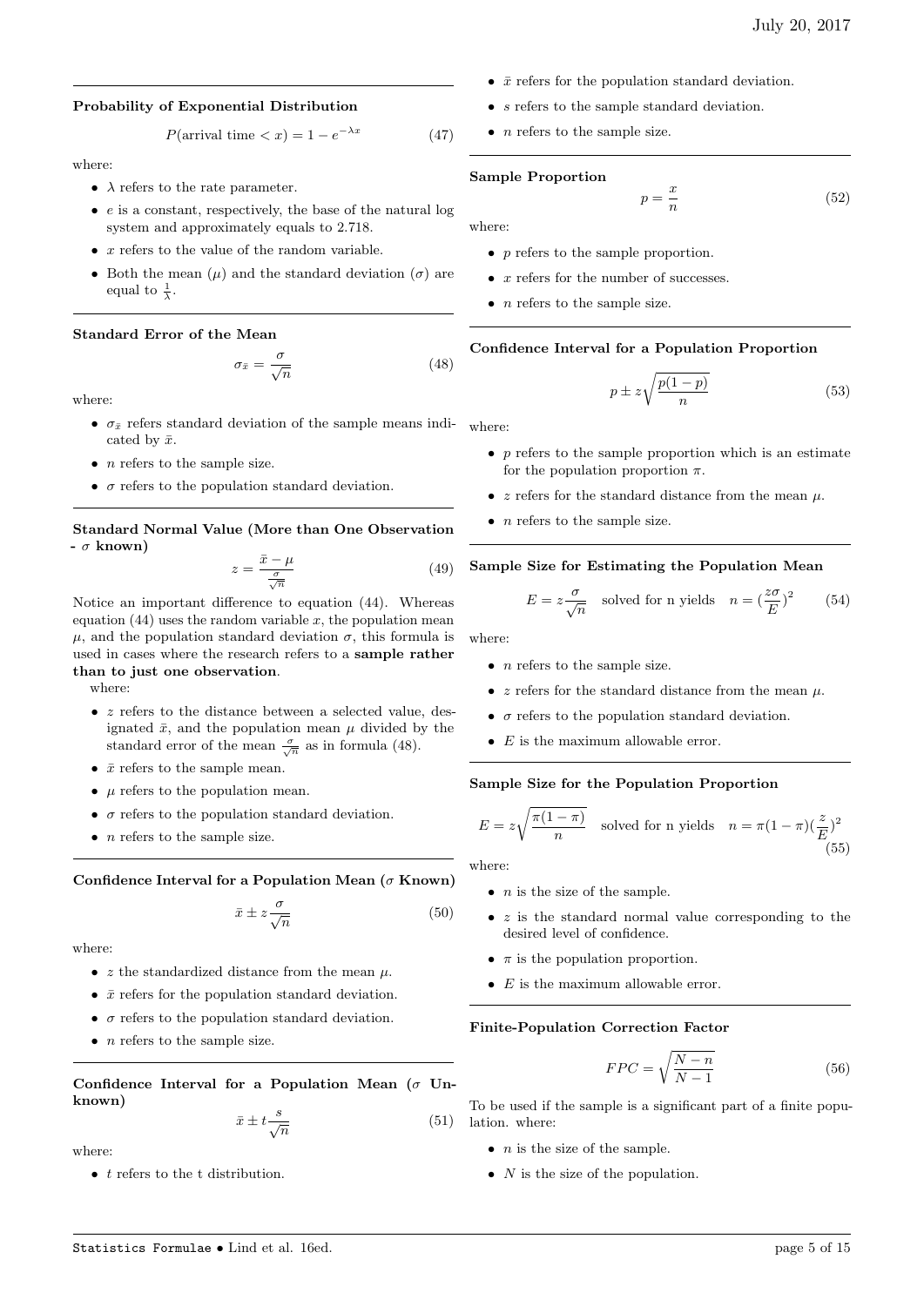### Probability of Exponential Distribution

$$P(\text{arrival time} < x) = 1 - e^{-\lambda x} \tag{47}$$

where:

- $\lambda$ refers to the rate parameter.
- $e$ is a constant, respectively, the base of the natural log system and approximately equals to 2.718.
- $x$ refers to the value of the random variable.
- Both the mean ($\mu$) and the standard deviation ($\sigma$) are equal to $\frac{1}{\lambda}$.

### Standard Error of the Mean

$$\sigma_{\bar{x}} = \frac{\sigma}{\sqrt{n}} \tag{48}$$

where:

- $\sigma_{\bar{x}}$ refers standard deviation of the sample means indicated by $\bar{x}$.
- $n$ refers to the sample size.
- $\sigma$ refers to the population standard deviation.

### Standard Normal Value (More than One Observation - $\sigma$ known)

$$z = \frac{\bar{x} - \mu}{\frac{\sigma}{\sqrt{n}}} \tag{49}$$

Notice an important difference to equation (44). Whereas equation (44) uses the random variable $x$, the population mean $\mu$, and the population standard deviation $\sigma$, this formula is used in cases where the research refers to a **sample rather than to just one observation**.

where:

- $z$ refers to the distance between a selected value, designated $\bar{x}$, and the population mean $\mu$ divided by the standard error of the mean $\frac{\sigma}{\sqrt{n}}$ as in formula (48).
- $\bar{x}$ refers to the sample mean.
- $\mu$ refers to the population mean.
- $\sigma$ refers to the population standard deviation.
- $n$ refers to the sample size.

### Confidence Interval for a Population Mean ($\sigma$ Known)

$$\bar{x} \pm z\frac{\sigma}{\sqrt{n}} \tag{50}$$

where:

- $z$ the standardized distance from the mean $\mu$.
- $\bar{x}$ refers for the population standard deviation.
- $\sigma$ refers to the population standard deviation.
- $n$ refers to the sample size.

### Confidence Interval for a Population Mean ($\sigma$ Unknown)

$$\bar{x} \pm t\frac{s}{\sqrt{n}} \tag{51}$$

where:

- $t$ refers to the t distribution.
- $\bar{x}$ refers for the population standard deviation.
- $s$ refers to the sample standard deviation.
- $n$ refers to the sample size.

### Sample Proportion

$$p = \frac{x}{n} \tag{52}$$

where:

- $p$ refers to the sample proportion.
- $x$ refers for the number of successes.
- $n$ refers to the sample size.

### Confidence Interval for a Population Proportion

$$p \pm z\sqrt{\frac{p(1-p)}{n}} \tag{53}$$

where:

- $p$ refers to the sample proportion which is an estimate for the population proportion $\pi$.
- $z$ refers for the standard distance from the mean $\mu$.
- $n$ refers to the sample size.

### Sample Size for Estimating the Population Mean

$$E = z\frac{\sigma}{\sqrt{n}} \quad \text{solved for n yields} \quad n = (\frac{z\sigma}{E})^2 \tag{54}$$

where:

- $n$ refers to the sample size.
- $z$ refers for the standard distance from the mean $\mu$.
- $\sigma$ refers to the population standard deviation.
- $E$ is the maximum allowable error.

### Sample Size for the Population Proportion

$$E = z\sqrt{\frac{\pi(1-\pi)}{n}} \quad \text{solved for n yields} \quad n = \pi(1-\pi)(\frac{z}{E})^2 \tag{55}$$

where:

- $n$ is the size of the sample.
- $z$ is the standard normal value corresponding to the desired level of confidence.
- $\pi$ is the population proportion.
- $E$ is the maximum allowable error.

### Finite-Population Correction Factor

$$FPC = \sqrt{\frac{N-n}{N-1}} \tag{56}$$

To be used if the sample is a significant part of a finite population. where:

- $n$ is the size of the sample.
- $N$ is the size of the population.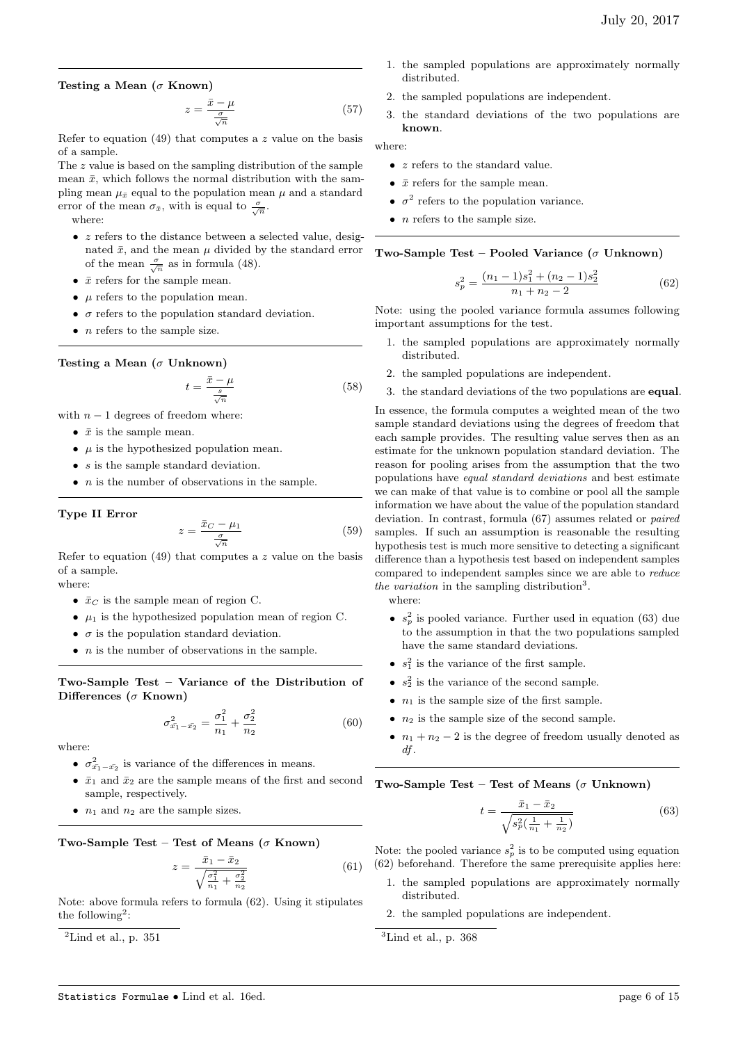### Testing a Mean ($\sigma$ Known)

$$z = \frac{\bar{x} - \mu}{\frac{\sigma}{\sqrt{n}}} \tag{57}$$

Refer to equation (49) that computes a $z$ value on the basis of a sample.

The $z$ value is based on the sampling distribution of the sample mean $\bar{x}$, which follows the normal distribution with the sampling mean $\mu_{\bar{x}}$ equal to the population mean $\mu$ and a standard error of the mean $\sigma_{\bar{x}}$, with is equal to $\frac{\sigma}{\sqrt{n}}$.

where:

- $z$ refers to the distance between a selected value, designated $\bar{x}$, and the mean $\mu$ divided by the standard error of the mean $\frac{\sigma}{\sqrt{n}}$ as in formula (48).
- $\bar{x}$ refers for the sample mean.
- $\mu$ refers to the population mean.
- $\sigma$ refers to the population standard deviation.
- $n$ refers to the sample size.

### Testing a Mean ($\sigma$ Unknown)

$$t = \frac{\bar{x} - \mu}{\frac{s}{\sqrt{n}}} \tag{58}$$

with $n - 1$ degrees of freedom where:

- $\bar{x}$ is the sample mean.
- $\mu$ is the hypothesized population mean.
- $s$ is the sample standard deviation.
- $n$ is the number of observations in the sample.

### Type II Error

$$z = \frac{\bar{x}_C - \mu_1}{\frac{\sigma}{\sqrt{n}}} \tag{59}$$

Refer to equation (49) that computes a $z$ value on the basis of a sample.

where:

- $\bar{x}_C$ is the sample mean of region C.
- $\mu_1$ is the hypothesized population mean of region C.
- $\sigma$ is the population standard deviation.
- $n$ is the number of observations in the sample.

### Two-Sample Test – Variance of the Distribution of Differences ($\sigma$ Known)

$$\sigma^2_{\bar{x_1} - \bar{x_2}} = \frac{\sigma_1^2}{n_1} + \frac{\sigma_2^2}{n_2} \tag{60}$$

where:

- $\sigma^2_{\bar{x_1} - \bar{x_2}}$ is variance of the differences in means.
- $\bar{x}_1$ and $\bar{x}_2$ are the sample means of the first and second sample, respectively.
- $n_1$ and $n_2$ are the sample sizes.

### Two-Sample Test – Test of Means ($\sigma$ Known)

$$z = \frac{\bar{x}_1 - \bar{x}_2}{\sqrt{\frac{\sigma_1^2}{n_1} + \frac{\sigma_2^2}{n_2}}} \tag{61}$$

Note: above formula refers to formula (62). Using it stipulates the following[2]:

1. the sampled populations are approximately normally distributed.
2. the sampled populations are independent.
3. the standard deviations of the two populations are **known**.

where:

- $z$ refers to the standard value.
- $\bar{x}$ refers for the sample mean.
- $\sigma^2$ refers to the population variance.
- $n$ refers to the sample size.

### Two-Sample Test – Pooled Variance ($\sigma$ Unknown)

$$s_p^2 = \frac{(n_1 - 1)s_1^2 + (n_2 - 1)s_2^2}{n_1 + n_2 - 2} \tag{62}$$

Note: using the pooled variance formula assumes following important assumptions for the test.

1. the sampled populations are approximately normally distributed.
2. the sampled populations are independent.
3. the standard deviations of the two populations are **equal**.

In essence, the formula computes a weighted mean of the two sample standard deviations using the degrees of freedom that each sample provides. The resulting value serves then as an estimate for the unknown population standard deviation. The reason for pooling arises from the assumption that the two populations have *equal standard deviations* and best estimate we can make of that value is to combine or pool all the sample information we have about the value of the population standard deviation. In contrast, formula (67) assumes related or *paired* samples. If such an assumption is reasonable the resulting hypothesis test is much more sensitive to detecting a significant difference than a hypothesis test based on independent samples compared to independent samples since we are able to *reduce the variation* in the sampling distribution[3].

where:

- $s_p^2$ is pooled variance. Further used in equation (63) due to the assumption in that the two populations sampled have the same standard deviations.
- $s_1^2$ is the variance of the first sample.
- $s_2^2$ is the variance of the second sample.
- $n_1$ is the sample size of the first sample.
- $n_2$ is the sample size of the second sample.
- $n_1 + n_2 - 2$ is the degree of freedom usually denoted as *df*.

### Two-Sample Test – Test of Means ($\sigma$ Unknown)

$$t = \frac{\bar{x}_1 - \bar{x}_2}{\sqrt{s_p^2(\frac{1}{n_1} + \frac{1}{n_2})}} \tag{63}$$

Note: the pooled variance $s_p^2$ is to be computed using equation (62) beforehand. Therefore the same prerequisite applies here:

1. the sampled populations are approximately normally distributed.
2. the sampled populations are independent.

[2] Lind et al., p. 351

[3] Lind et al., p. 368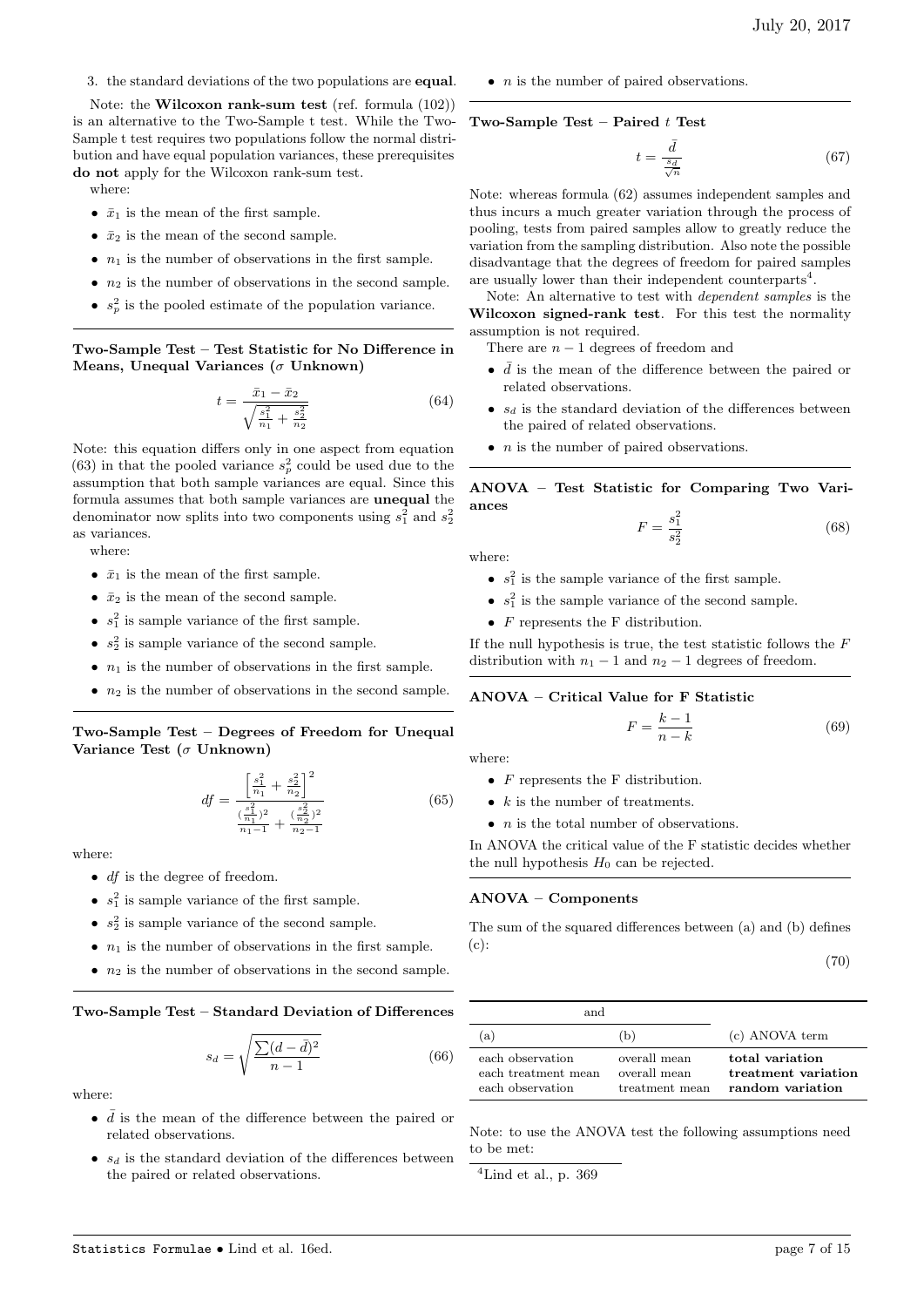3. the standard deviations of the two populations are **equal**.

Note: the **Wilcoxon rank-sum test** (ref. formula (102)) is an alternative to the Two-Sample t test. While the Two-Sample t test requires two populations follow the normal distribution and have equal population variances, these prerequisites **do not** apply for the Wilcoxon rank-sum test.

where:

- $\bar{x}_1$ is the mean of the first sample.
- $\bar{x}_2$ is the mean of the second sample.
- $n_1$ is the number of observations in the first sample.
- $n_2$ is the number of observations in the second sample.
- $s_p^2$ is the pooled estimate of the population variance.

---

**Two-Sample Test – Test Statistic for No Difference in Means, Unequal Variances ($\sigma$ Unknown)**

$$t = \frac{\bar{x}_1 - \bar{x}_2}{\sqrt{\frac{s_1^2}{n_1} + \frac{s_2^2}{n_2}}} \tag{64}$$

Note: this equation differs only in one aspect from equation (63) in that the pooled variance $s_p^2$ could be used due to the assumption that both sample variances are equal. Since this formula assumes that both sample variances are **unequal** the denominator now splits into two components using $s_1^2$ and $s_2^2$ as variances.

where:

- $\bar{x}_1$ is the mean of the first sample.
- $\bar{x}_2$ is the mean of the second sample.
- $s_1^2$ is sample variance of the first sample.
- $s_2^2$ is sample variance of the second sample.
- $n_1$ is the number of observations in the first sample.
- $n_2$ is the number of observations in the second sample.

---

**Two-Sample Test – Degrees of Freedom for Unequal Variance Test ($\sigma$ Unknown)**

$$df = \frac{\left[\frac{s_1^2}{n_1} + \frac{s_2^2}{n_2}\right]^2}{\frac{(\frac{s_1^2}{n_1})^2}{n_1 - 1} + \frac{(\frac{s_2^2}{n_2})^2}{n_2 - 1}} \tag{65}$$

where:

- $df$ is the degree of freedom.
- $s_1^2$ is sample variance of the first sample.
- $s_2^2$ is sample variance of the second sample.
- $n_1$ is the number of observations in the first sample.
- $n_2$ is the number of observations in the second sample.

---

**Two-Sample Test – Standard Deviation of Differences**

$$s_d = \sqrt{\frac{\sum(d - \bar{d})^2}{n - 1}} \tag{66}$$

where:

- $\bar{d}$ is the mean of the difference between the paired or related observations.
- $s_d$ is the standard deviation of the differences between the paired or related observations.
- $n$ is the number of paired observations.

---

**Two-Sample Test – Paired $t$ Test**

$$t = \frac{\bar{d}}{\frac{s_d}{\sqrt{n}}} \tag{67}$$

Note: whereas formula (62) assumes independent samples and thus incurs a much greater variation through the process of pooling, tests from paired samples allow to greatly reduce the variation from the sampling distribution. Also note the possible disadvantage that the degrees of freedom for paired samples are usually lower than their independent counterparts[4].

Note: An alternative to test with *dependent samples* is the **Wilcoxon signed-rank test**. For this test the normality assumption is not required.

There are $n - 1$ degrees of freedom and

- $\bar{d}$ is the mean of the difference between the paired or related observations.
- $s_d$ is the standard deviation of the differences between the paired of related observations.
- $n$ is the number of paired observations.

---

**ANOVA – Test Statistic for Comparing Two Variances**

$$F = \frac{s_1^2}{s_2^2} \tag{68}$$

where:

- $s_1^2$ is the sample variance of the first sample.
- $s_1^2$ is the sample variance of the second sample.
- $F$ represents the F distribution.

If the null hypothesis is true, the test statistic follows the $F$ distribution with $n_1 - 1$ and $n_2 - 1$ degrees of freedom.

---

**ANOVA – Critical Value for F Statistic**

$$F = \frac{k - 1}{n - k} \tag{69}$$

where:

- $F$ represents the F distribution.
- $k$ is the number of treatments.
- $n$ is the total number of observations.

In ANOVA the critical value of the F statistic decides whether the null hypothesis $H_0$ can be rejected.

---

**ANOVA – Components**

The sum of the squared differences between (a) and (b) defines (c):

$$\tag{70}$$

| and | | |
|---|---|---|
| (a) | (b) | (c) ANOVA term |
| each observation | overall mean | **total variation** |
| each treatment mean | overall mean | **treatment variation** |
| each observation | treatment mean | **random variation** |

Note: to use the ANOVA test the following assumptions need to be met:

[4] Lind et al., p. 369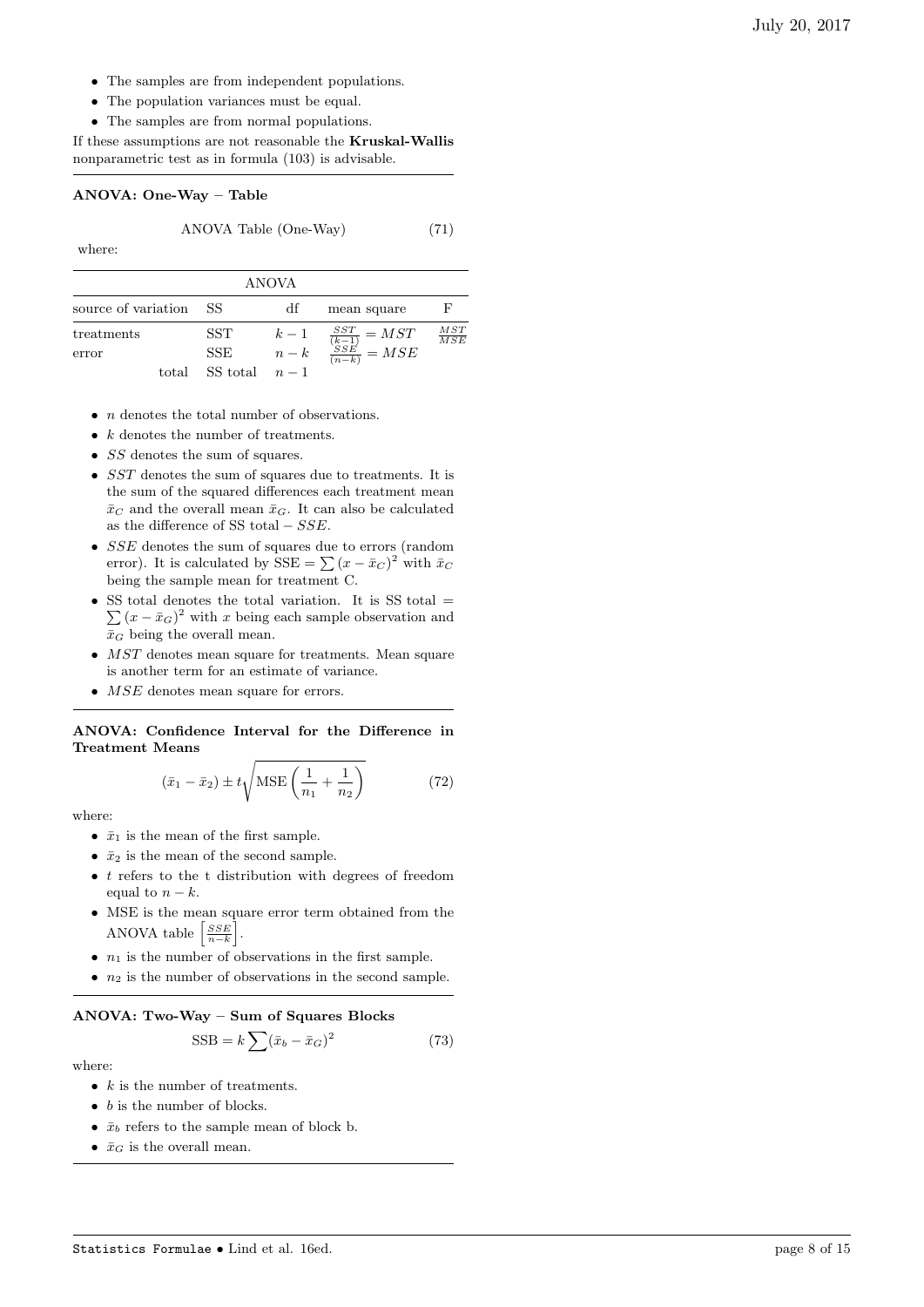- The samples are from independent populations.
- The population variances must be equal.
- The samples are from normal populations.

If these assumptions are not reasonable the **Kruskal-Wallis** nonparametric test as in formula (103) is advisable.

### ANOVA: One-Way − Table

$$\text{ANOVA Table (One-Way)} \tag{71}$$

where:

| ANOVA | | | | |
|---|---|---|---|---|
| source of variation | SS | df | mean square | F |
| treatments | SST | $k-1$ | $\frac{SST}{(k-1)} = MST$ | $\frac{MST}{MSE}$ |
| error | SSE | $n-k$ | $\frac{SSE}{(n-k)} = MSE$ | |
| total | SS total | $n-1$ | | |

- $n$ denotes the total number of observations.
- $k$ denotes the number of treatments.
- $SS$ denotes the sum of squares.
- $SST$ denotes the sum of squares due to treatments. It is the sum of the squared differences each treatment mean $\bar{x}_C$ and the overall mean $\bar{x}_G$. It can also be calculated as the difference of SS total $- SSE$.
- $SSE$ denotes the sum of squares due to errors (random error). It is calculated by $\text{SSE} = \sum (x - \bar{x}_C)^2$ with $\bar{x}_C$ being the sample mean for treatment C.
- SS total denotes the total variation. It is SS total $= \sum (x - \bar{x}_G)^2$ with $x$ being each sample observation and $\bar{x}_G$ being the overall mean.
- $MST$ denotes mean square for treatments. Mean square is another term for an estimate of variance.
- $MSE$ denotes mean square for errors.

### ANOVA: Confidence Interval for the Difference in Treatment Means

$$(\bar{x}_1 - \bar{x}_2) \pm t\sqrt{\text{MSE}\left(\frac{1}{n_1} + \frac{1}{n_2}\right)} \tag{72}$$

where:

- $\bar{x}_1$ is the mean of the first sample.
- $\bar{x}_2$ is the mean of the second sample.
- $t$ refers to the t distribution with degrees of freedom equal to $n - k$.
- MSE is the mean square error term obtained from the ANOVA table $\left[\frac{SSE}{n-k}\right]$.
- $n_1$ is the number of observations in the first sample.
- $n_2$ is the number of observations in the second sample.

### ANOVA: Two-Way − Sum of Squares Blocks

$$\text{SSB} = k \sum (\bar{x}_b - \bar{x}_G)^2 \tag{73}$$

where:

- $k$ is the number of treatments.
- $b$ is the number of blocks.
- $\bar{x}_b$ refers to the sample mean of block b.
- $\bar{x}_G$ is the overall mean.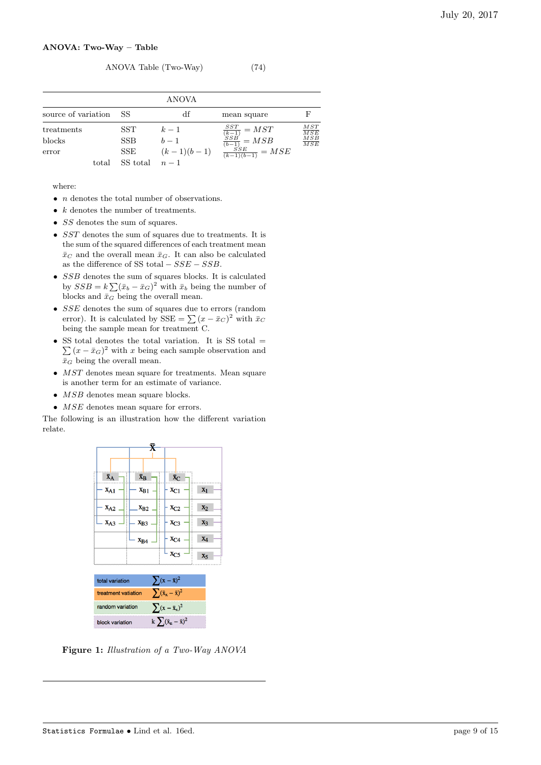**ANOVA: Two-Way − Table**

ANOVA Table (Two-Way) (74)

| ANOVA | | | | |
|---|---|---|---|---|
| source of variation | SS | df | mean square | F |
| treatments | SST | $k-1$ | $\frac{SST}{(k-1)} = MST$ | $\frac{MST}{MSE}$ |
| blocks | SSB | $b-1$ | $\frac{SSB}{(b-1)} = MSB$ | $\frac{MSB}{MSE}$ |
| error | SSE | $(k-1)(b-1)$ | $\frac{SSE}{(k-1)(b-1)} = MSE$ | |
| total | SS total | $n-1$ | | |

where:

- $n$ denotes the total number of observations.
- $k$ denotes the number of treatments.
- $SS$ denotes the sum of squares.
- $SST$ denotes the sum of squares due to treatments. It is the sum of the squared differences of each treatment mean $\bar{x}_C$ and the overall mean $\bar{x}_G$. It can also be calculated as the difference of SS total $- SSE - SSB$.
- $SSB$ denotes the sum of squares blocks. It is calculated by $SSB = k\sum(\bar{x}_b - \bar{x}_G)^2$ with $\bar{x}_b$ being the number of blocks and $\bar{x}_G$ being the overall mean.
- $SSE$ denotes the sum of squares due to errors (random error). It is calculated by SSE $= \sum(x - \bar{x}_C)^2$ with $\bar{x}_C$ being the sample mean for treatment C.
- SS total denotes the total variation. It is SS total $= \sum(x - \bar{x}_G)^2$ with $x$ being each sample observation and $\bar{x}_G$ being the overall mean.
- $MST$ denotes mean square for treatments. Mean square is another term for an estimate of variance.
- $MSB$ denotes mean square blocks.
- $MSE$ denotes mean square for errors.

The following is an illustration how the different variation relate.

**Figure 1:** *Illustration of a Two-Way ANOVA*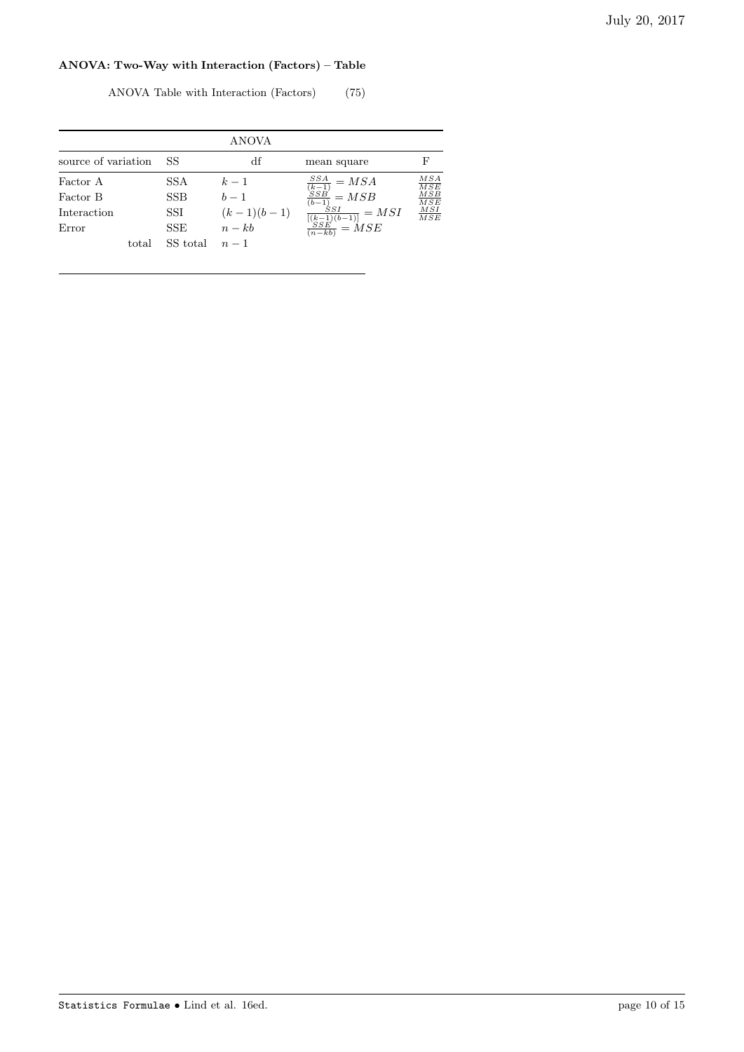### ANOVA: Two-Way with Interaction (Factors) – Table

ANOVA Table with Interaction (Factors) (75)

| ANOVA | | | | |
|---|---|---|---|---|
| source of variation | SS | df | mean square | F |
| Factor A | SSA | $k-1$ | $\frac{SSA}{(k-1)} = MSA$ | $\frac{MSA}{MSE}$ |
| Factor B | SSB | $b-1$ | $\frac{SSB}{(b-1)} = MSB$ | $\frac{MSB}{MSE}$ |
| Interaction | SSI | $(k-1)(b-1)$ | $\frac{SSI}{[(k-1)(b-1)]} = MSI$ | $\frac{MSI}{MSE}$ |
| Error | SSE | $n-kb$ | $\frac{SSE}{(n-kb)} = MSE$ | |
| total | SS total | $n-1$ | | |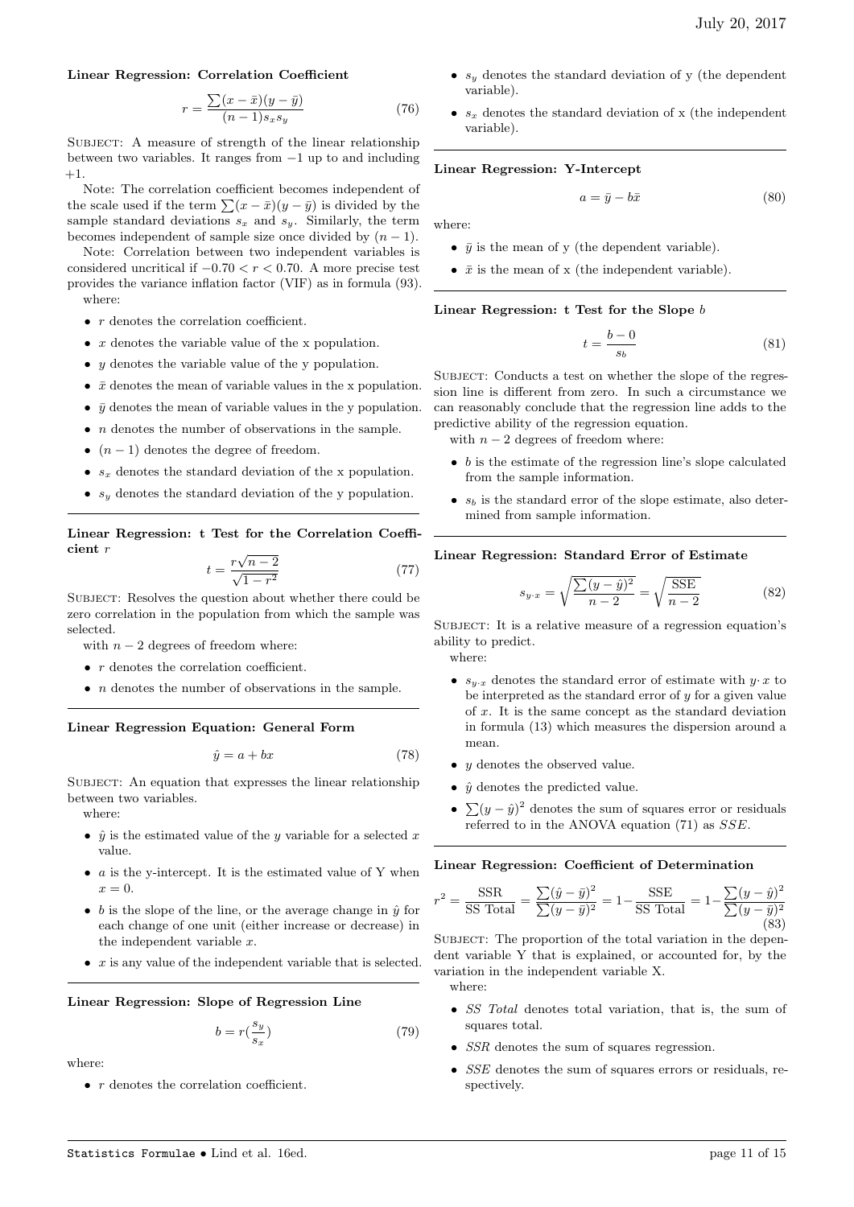**Linear Regression: Correlation Coefficient**

$$r = \frac{\sum (x - \bar{x})(y - \bar{y})}{(n-1)s_x s_y} \tag{76}$$

SUBJECT: A measure of strength of the linear relationship between two variables. It ranges from $-1$ up to and including $+1$.

Note: The correlation coefficient becomes independent of the scale used if the term $\sum(x - \bar{x})(y - \bar{y})$ is divided by the sample standard deviations $s_x$ and $s_y$. Similarly, the term becomes independent of sample size once divided by $(n-1)$.

Note: Correlation between two independent variables is considered uncritical if $-0.70 < r < 0.70$. A more precise test provides the variance inflation factor (VIF) as in formula (93).

where:

- $r$ denotes the correlation coefficient.
- $x$ denotes the variable value of the x population.
- $y$ denotes the variable value of the y population.
- $\bar{x}$ denotes the mean of variable values in the x population.
- $\bar{y}$ denotes the mean of variable values in the y population.
- $n$ denotes the number of observations in the sample.
- $(n-1)$ denotes the degree of freedom.
- $s_x$ denotes the standard deviation of the x population.
- $s_y$ denotes the standard deviation of the y population.

---

**Linear Regression: t Test for the Correlation Coefficient $r$**

$$t = \frac{r\sqrt{n-2}}{\sqrt{1-r^2}} \tag{77}$$

SUBJECT: Resolves the question about whether there could be zero correlation in the population from which the sample was selected.

with $n-2$ degrees of freedom where:

- $r$ denotes the correlation coefficient.
- $n$ denotes the number of observations in the sample.

---

**Linear Regression Equation: General Form**

$$\hat{y} = a + bx \tag{78}$$

SUBJECT: An equation that expresses the linear relationship between two variables.

where:

- $\hat{y}$ is the estimated value of the $y$ variable for a selected $x$ value.
- $a$ is the y-intercept. It is the estimated value of Y when $x = 0$.
- $b$ is the slope of the line, or the average change in $\hat{y}$ for each change of one unit (either increase or decrease) in the independent variable $x$.
- $x$ is any value of the independent variable that is selected.

---

**Linear Regression: Slope of Regression Line**

$$b = r\left(\frac{s_y}{s_x}\right) \tag{79}$$

where:

- $r$ denotes the correlation coefficient.
- $s_y$ denotes the standard deviation of y (the dependent variable).
- $s_x$ denotes the standard deviation of x (the independent variable).

---

**Linear Regression: Y-Intercept**

$$a = \bar{y} - b\bar{x} \tag{80}$$

where:

- $\bar{y}$ is the mean of y (the dependent variable).
- $\bar{x}$ is the mean of x (the independent variable).

---

**Linear Regression: t Test for the Slope $b$**

$$t = \frac{b - 0}{s_b} \tag{81}$$

SUBJECT: Conducts a test on whether the slope of the regression line is different from zero. In such a circumstance we can reasonably conclude that the regression line adds to the predictive ability of the regression equation.

with $n-2$ degrees of freedom where:

- $b$ is the estimate of the regression line's slope calculated from the sample information.
- $s_b$ is the standard error of the slope estimate, also determined from sample information.

---

**Linear Regression: Standard Error of Estimate**

$$s_{y \cdot x} = \sqrt{\frac{\sum (y - \hat{y})^2}{n-2}} = \sqrt{\frac{\text{SSE}}{n-2}} \tag{82}$$

SUBJECT: It is a relative measure of a regression equation's ability to predict.

where:

- $s_{y \cdot x}$ denotes the standard error of estimate with $y \cdot x$ to be interpreted as the standard error of $y$ for a given value of $x$. It is the same concept as the standard deviation in formula (13) which measures the dispersion around a mean.
- $y$ denotes the observed value.
- $\hat{y}$ denotes the predicted value.
- $\sum(y - \hat{y})^2$ denotes the sum of squares error or residuals referred to in the ANOVA equation (71) as $SSE$.

---

**Linear Regression: Coefficient of Determination**

$$r^2 = \frac{\text{SSR}}{\text{SS Total}} = \frac{\sum(\hat{y} - \bar{y})^2}{\sum(y - \bar{y})^2} = 1 - \frac{\text{SSE}}{\text{SS Total}} = 1 - \frac{\sum(y - \hat{y})^2}{\sum(y - \bar{y})^2} \tag{83}$$

SUBJECT: The proportion of the total variation in the dependent variable Y that is explained, or accounted for, by the variation in the independent variable X.

where:

- *SS Total* denotes total variation, that is, the sum of squares total.
- *SSR* denotes the sum of squares regression.
- *SSE* denotes the sum of squares errors or residuals, respectively.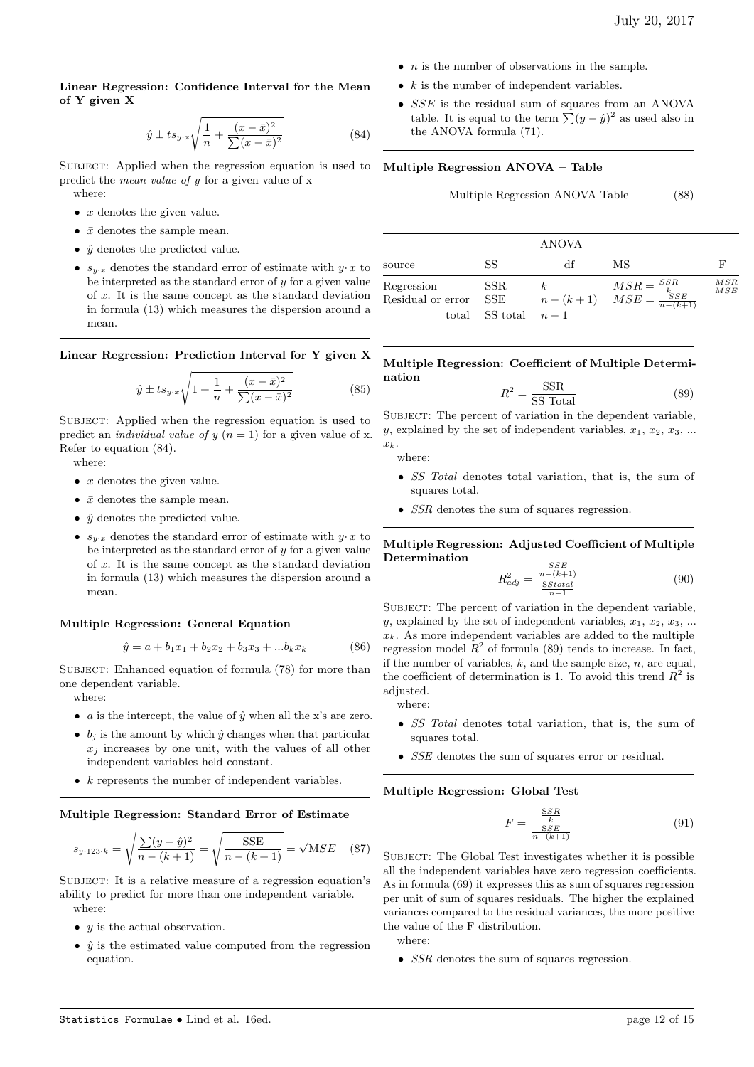### Linear Regression: Confidence Interval for the Mean of Y given X

$$\hat{y} \pm t s_{y\cdot x}\sqrt{\frac{1}{n} + \frac{(x-\bar{x})^2}{\sum(x-\bar{x})^2}} \tag{84}$$

SUBJECT: Applied when the regression equation is used to predict the *mean value of y* for a given value of x

where:

- $x$ denotes the given value.
- $\bar{x}$ denotes the sample mean.
- $\hat{y}$ denotes the predicted value.
- $s_{y\cdot x}$ denotes the standard error of estimate with $y\cdot x$ to be interpreted as the standard error of $y$ for a given value of $x$. It is the same concept as the standard deviation in formula (13) which measures the dispersion around a mean.

### Linear Regression: Prediction Interval for Y given X

$$\hat{y} \pm t s_{y\cdot x}\sqrt{1 + \frac{1}{n} + \frac{(x-\bar{x})^2}{\sum(x-\bar{x})^2}} \tag{85}$$

SUBJECT: Applied when the regression equation is used to predict an *individual value of y* ($n = 1$) for a given value of x. Refer to equation (84).

where:

- $x$ denotes the given value.
- $\bar{x}$ denotes the sample mean.
- $\hat{y}$ denotes the predicted value.
- $s_{y\cdot x}$ denotes the standard error of estimate with $y\cdot x$ to be interpreted as the standard error of $y$ for a given value of $x$. It is the same concept as the standard deviation in formula (13) which measures the dispersion around a mean.

### Multiple Regression: General Equation

$$\hat{y} = a + b_1x_1 + b_2x_2 + b_3x_3 + ...b_kx_k \tag{86}$$

SUBJECT: Enhanced equation of formula (78) for more than one dependent variable.

where:

- $a$ is the intercept, the value of $\hat{y}$ when all the x's are zero.
- $b_j$ is the amount by which $\hat{y}$ changes when that particular $x_j$ increases by one unit, with the values of all other independent variables held constant.
- $k$ represents the number of independent variables.

### Multiple Regression: Standard Error of Estimate

$$s_{y\cdot 123\cdot k} = \sqrt{\frac{\sum(y-\hat{y})^2}{n-(k+1)}} = \sqrt{\frac{\text{SSE}}{n-(k+1)}} = \sqrt{\text{MSE}} \tag{87}$$

SUBJECT: It is a relative measure of a regression equation's ability to predict for more than one independent variable.

where:

- $y$ is the actual observation.
- $\hat{y}$ is the estimated value computed from the regression equation.
- $n$ is the number of observations in the sample.
- $k$ is the number of independent variables.
- $SSE$ is the residual sum of squares from an ANOVA table. It is equal to the term $\sum(y-\hat{y})^2$ as used also in the ANOVA formula (71).

### Multiple Regression ANOVA – Table

Multiple Regression ANOVA Table (88)

| ANOVA | | | | |
|---|---|---|---|---|
| source | SS | df | MS | F |
| Regression | SSR | $k$ | $MSR = \frac{SSR}{k}$ | $\frac{MSR}{MSE}$ |
| Residual or error | SSE | $n-(k+1)$ | $MSE = \frac{SSE}{n-(k+1)}$ | |
| total | SS total | $n-1$ | | |

### Multiple Regression: Coefficient of Multiple Determination

$$R^2 = \frac{\text{SSR}}{\text{SS Total}} \tag{89}$$

SUBJECT: The percent of variation in the dependent variable, $y$, explained by the set of independent variables, $x_1$, $x_2$, $x_3$, ... $x_k$.

where:

- *SS Total* denotes total variation, that is, the sum of squares total.
- *SSR* denotes the sum of squares regression.

### Multiple Regression: Adjusted Coefficient of Multiple Determination

$$R^2_{adj} = \frac{\frac{SSE}{n-(k+1)}}{\frac{\text{SS}total}{n-1}} \tag{90}$$

SUBJECT: The percent of variation in the dependent variable, $y$, explained by the set of independent variables, $x_1$, $x_2$, $x_3$, ... $x_k$. As more independent variables are added to the multiple regression model $R^2$ of formula (89) tends to increase. In fact, if the number of variables, $k$, and the sample size, $n$, are equal, the coefficient of determination is 1. To avoid this trend $R^2$ is adjusted.

where:

- *SS Total* denotes total variation, that is, the sum of squares total.
- *SSE* denotes the sum of squares error or residual.

### Multiple Regression: Global Test

$$F = \frac{\frac{\text{SSR}}{k}}{\frac{\text{SSE}}{n-(k+1)}} \tag{91}$$

SUBJECT: The Global Test investigates whether it is possible all the independent variables have zero regression coefficients. As in formula (69) it expresses this as sum of squares regression per unit of sum of squares residuals. The higher the explained variances compared to the residual variances, the more positive the value of the F distribution.

where:

- *SSR* denotes the sum of squares regression.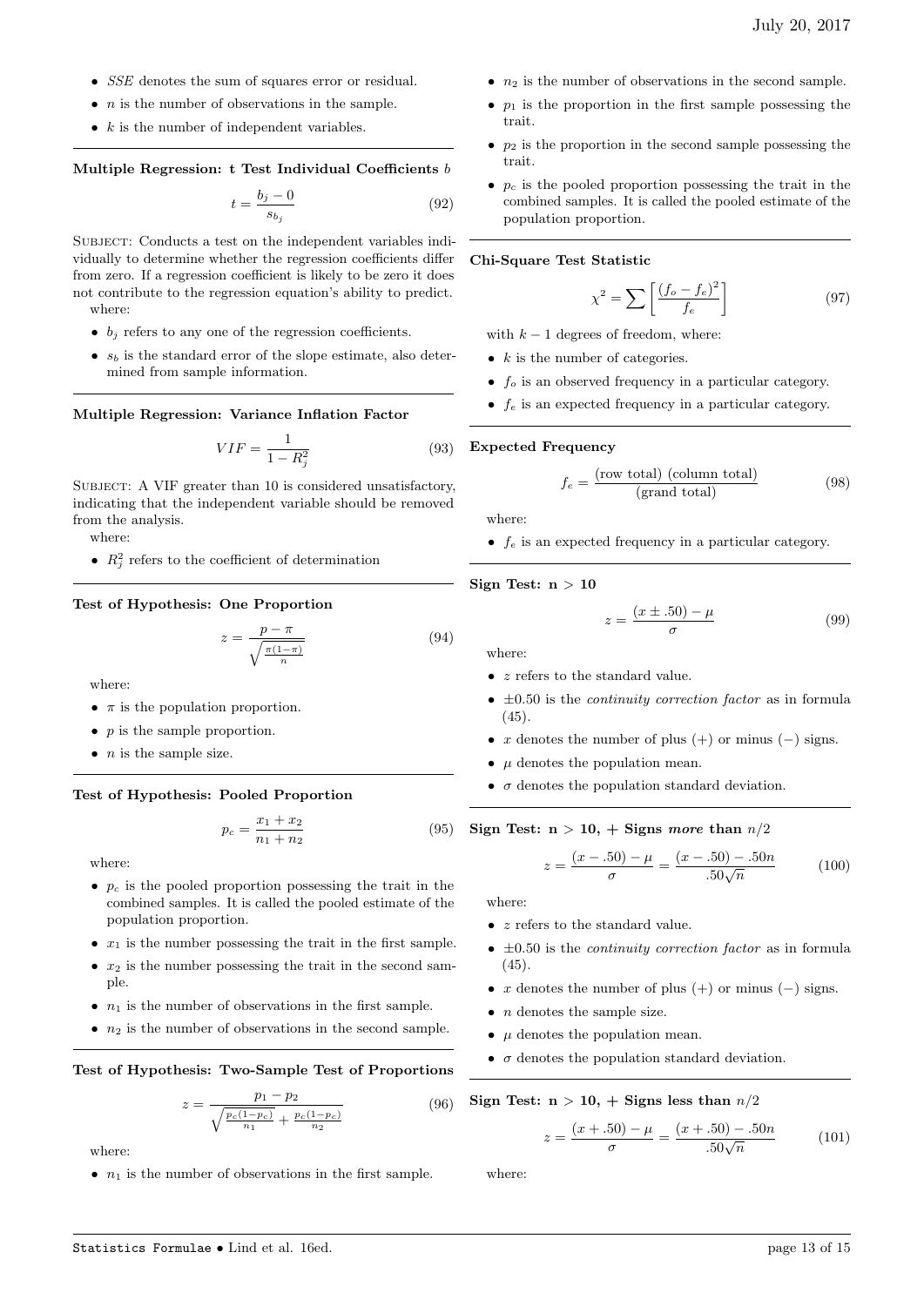- $SSE$ denotes the sum of squares error or residual.
- $n$ is the number of observations in the sample.
- $k$ is the number of independent variables.

---

**Multiple Regression: t Test Individual Coefficients $b$**

$$t = \frac{b_j - 0}{s_{b_j}} \tag{92}$$

SUBJECT: Conducts a test on the independent variables individually to determine whether the regression coefficients differ from zero. If a regression coefficient is likely to be zero it does not contribute to the regression equation's ability to predict.

where:

- $b_j$ refers to any one of the regression coefficients.
- $s_b$ is the standard error of the slope estimate, also determined from sample information.

---

**Multiple Regression: Variance Inflation Factor**

$$VIF = \frac{1}{1 - R_j^2} \tag{93}$$

SUBJECT: A VIF greater than 10 is considered unsatisfactory, indicating that the independent variable should be removed from the analysis.

where:

- $R_j^2$ refers to the coefficient of determination

---

**Test of Hypothesis: One Proportion**

$$z = \frac{p - \pi}{\sqrt{\frac{\pi(1-\pi)}{n}}} \tag{94}$$

where:

- $\pi$ is the population proportion.
- $p$ is the sample proportion.
- $n$ is the sample size.

---

**Test of Hypothesis: Pooled Proportion**

$$p_c = \frac{x_1 + x_2}{n_1 + n_2} \tag{95}$$

where:

- $p_c$ is the pooled proportion possessing the trait in the combined samples. It is called the pooled estimate of the population proportion.
- $x_1$ is the number possessing the trait in the first sample.
- $x_2$ is the number possessing the trait in the second sample.
- $n_1$ is the number of observations in the first sample.
- $n_2$ is the number of observations in the second sample.

---

**Test of Hypothesis: Two-Sample Test of Proportions**

$$z = \frac{p_1 - p_2}{\sqrt{\frac{p_c(1-p_c)}{n_1} + \frac{p_c(1-p_c)}{n_2}}} \tag{96}$$

where:

- $n_1$ is the number of observations in the first sample.
- $n_2$ is the number of observations in the second sample.
- $p_1$ is the proportion in the first sample possessing the trait.
- $p_2$ is the proportion in the second sample possessing the trait.
- $p_c$ is the pooled proportion possessing the trait in the combined samples. It is called the pooled estimate of the population proportion.

---

**Chi-Square Test Statistic**

$$\chi^2 = \sum \left[ \frac{(f_o - f_e)^2}{f_e} \right] \tag{97}$$

with $k - 1$ degrees of freedom, where:

- $k$ is the number of categories.
- $f_o$ is an observed frequency in a particular category.
- $f_e$ is an expected frequency in a particular category.

---

**Expected Frequency**

$$f_e = \frac{\text{(row total) (column total)}}{\text{(grand total)}} \tag{98}$$

where:

- $f_e$ is an expected frequency in a particular category.

---

**Sign Test: $n > 10$**

$$z = \frac{(x \pm .50) - \mu}{\sigma} \tag{99}$$

where:

- $z$ refers to the standard value.
- $\pm 0.50$ is the *continuity correction factor* as in formula (45).
- $x$ denotes the number of plus (+) or minus (−) signs.
- $\mu$ denotes the population mean.
- $\sigma$ denotes the population standard deviation.

---

**Sign Test: $n > 10$, + Signs *more* than $n/2$**

$$z = \frac{(x - .50) - \mu}{\sigma} = \frac{(x - .50) - .50n}{.50\sqrt{n}} \tag{100}$$

where:

- $z$ refers to the standard value.
- $\pm 0.50$ is the *continuity correction factor* as in formula (45).
- $x$ denotes the number of plus (+) or minus (−) signs.
- $n$ denotes the sample size.
- $\mu$ denotes the population mean.
- $\sigma$ denotes the population standard deviation.

---

**Sign Test: $n > 10$, + Signs less than $n/2$**

$$z = \frac{(x + .50) - \mu}{\sigma} = \frac{(x + .50) - .50n}{.50\sqrt{n}} \tag{101}$$

where: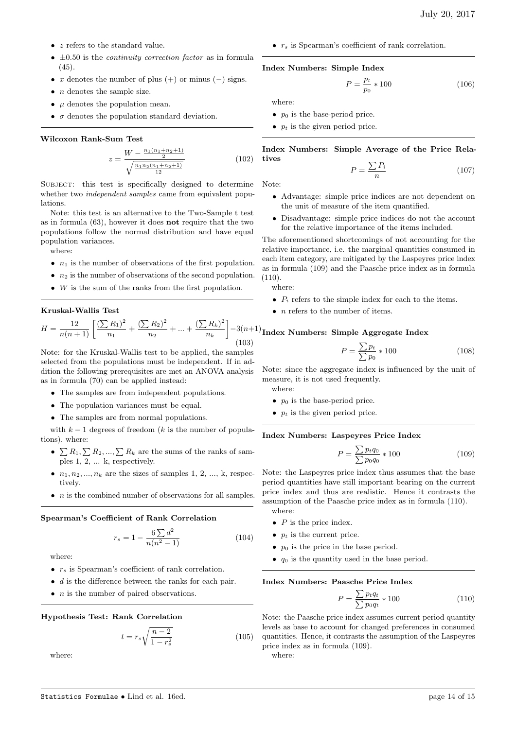- $z$ refers to the standard value.
- $\pm 0.50$ is the *continuity correction factor* as in formula (45).
- $x$ denotes the number of plus (+) or minus (−) signs.
- $n$ denotes the sample size.
- $\mu$ denotes the population mean.
- $\sigma$ denotes the population standard deviation.

### Wilcoxon Rank-Sum Test

$$z = \frac{W - \frac{n_1(n_1+n_2+1)}{2}}{\sqrt{\frac{n_1 n_2 (n_1+n_2+1)}{12}}} \tag{102}$$

SUBJECT: this test is specifically designed to determine whether two *independent samples* came from equivalent populations.

Note: this test is an alternative to the Two-Sample t test as in formula (63), however it does **not** require that the two populations follow the normal distribution and have equal population variances.

where:

- $n_1$ is the number of observations of the first population.
- $n_2$ is the number of observations of the second population.
- $W$ is the sum of the ranks from the first population.

### Kruskal-Wallis Test

$$H = \frac{12}{n(n+1)} \left[ \frac{(\sum R_1)^2}{n_1} + \frac{(\sum R_2)^2}{n_2} + ... + \frac{(\sum R_k)^2}{n_k} \right] - 3(n+1) \tag{103}$$

Note: for the Kruskal-Wallis test to be applied, the samples selected from the populations must be independent. If in addition the following prerequisites are met an ANOVA analysis as in formula (70) can be applied instead:

- The samples are from independent populations.
- The population variances must be equal.
- The samples are from normal populations.

with $k-1$ degrees of freedom ($k$ is the number of populations), where:

- $\sum R_1, \sum R_2, ..., \sum R_k$ are the sums of the ranks of samples 1, 2, ... k, respectively.
- $n_1, n_2, ..., n_k$ are the sizes of samples 1, 2, ..., k, respectively.
- $n$ is the combined number of observations for all samples.

### Spearman's Coefficient of Rank Correlation

$$r_s = 1 - \frac{6 \sum d^2}{n(n^2-1)} \tag{104}$$

where:

- $r_s$ is Spearman's coefficient of rank correlation.
- $d$ is the difference between the ranks for each pair.
- $n$ is the number of paired observations.

### Hypothesis Test: Rank Correlation

$$t = r_s \sqrt{\frac{n-2}{1-r_s^2}} \tag{105}$$

where:

- $r_s$ is Spearman's coefficient of rank correlation.

### Index Numbers: Simple Index

$$P = \frac{p_t}{p_0} * 100 \tag{106}$$

where:

- $p_0$ is the base-period price.
- $p_t$ is the given period price.

### Index Numbers: Simple Average of the Price Relatives

$$P = \frac{\sum P_i}{n} \tag{107}$$

Note:

- Advantage: simple price indices are not dependent on the unit of measure of the item quantified.
- Disadvantage: simple price indices do not the account for the relative importance of the items included.

The aforementioned shortcomings of not accounting for the relative importance, i.e. the marginal quantities consumed in each item category, are mitigated by the Laspeyres price index as in formula (109) and the Paasche price index as in formula (110).

where:

- $P_i$ refers to the simple index for each to the items.
- $n$ refers to the number of items.

### Index Numbers: Simple Aggregate Index

$$P = \frac{\sum p_t}{\sum p_0} * 100 \tag{108}$$

Note: since the aggregate index is influenced by the unit of measure, it is not used frequently.

where:

- $p_0$ is the base-period price.
- $p_t$ is the given period price.

### Index Numbers: Laspeyres Price Index

$$P = \frac{\sum p_t q_0}{\sum p_0 q_0} * 100 \tag{109}$$

Note: the Laspeyres price index thus assumes that the base period quantities have still important bearing on the current price index and thus are realistic. Hence it contrasts the assumption of the Paasche price index as in formula (110).

where:

- $P$ is the price index.
- $p_t$ is the current price.
- $p_0$ is the price in the base period.
- $q_0$ is the quantity used in the base period.

### Index Numbers: Paasche Price Index

$$P = \frac{\sum p_t q_t}{\sum p_0 q_t} * 100 \tag{110}$$

Note: the Paasche price index assumes current period quantity levels as base to account for changed preferences in consumed quantities. Hence, it contrasts the assumption of the Laspeyres price index as in formula (109).

where: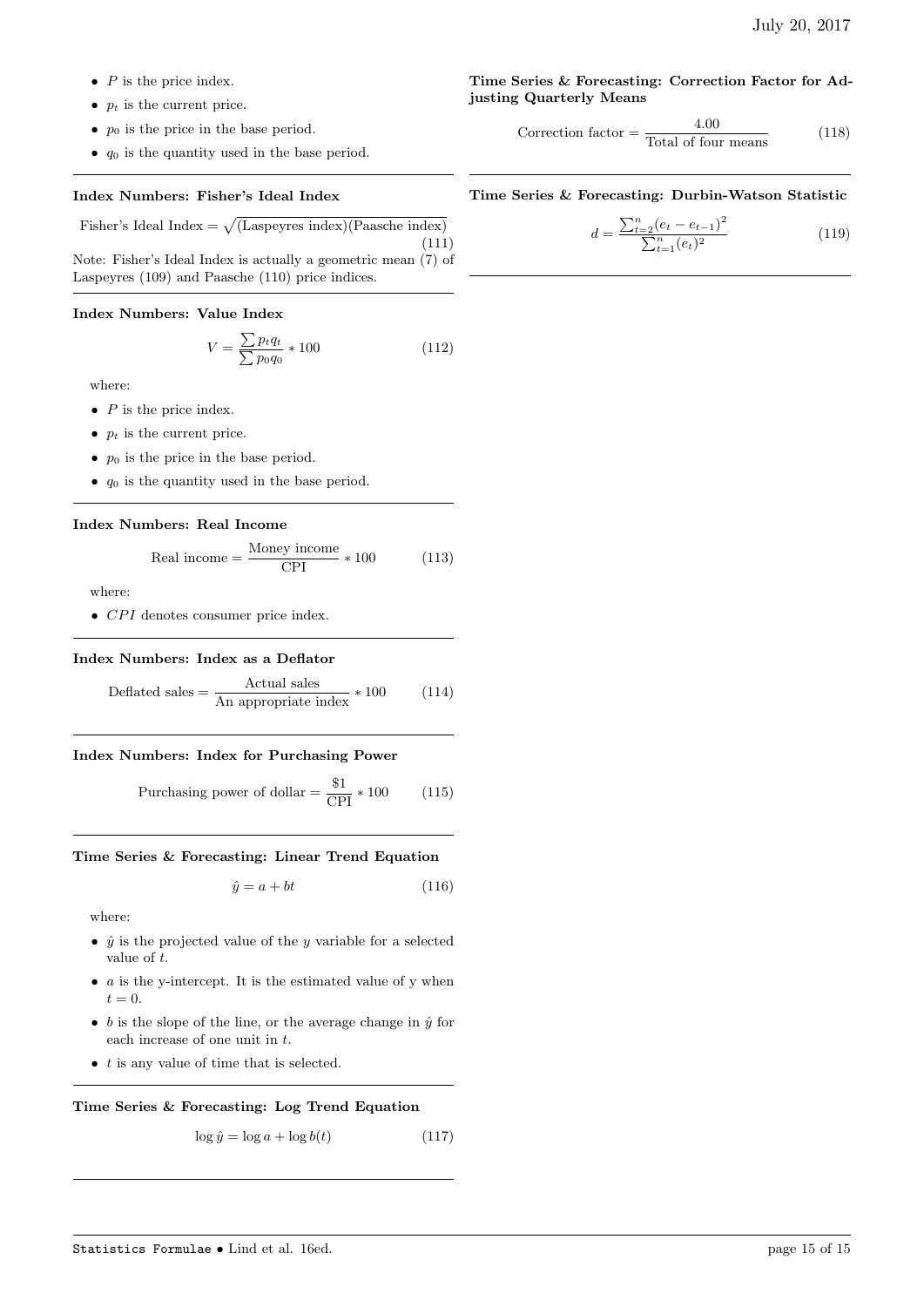- $P$ is the price index.
- $p_t$ is the current price.
- $p_0$ is the price in the base period.
- $q_0$ is the quantity used in the base period.

### Index Numbers: Fisher's Ideal Index

$$\text{Fisher's Ideal Index} = \sqrt{(\text{Laspeyres index})(\text{Paasche index})} \tag{111}$$

Note: Fisher's Ideal Index is actually a geometric mean (7) of Laspeyres (109) and Paasche (110) price indices.

### Index Numbers: Value Index

$$V = \frac{\sum p_t q_t}{\sum p_0 q_0} * 100 \tag{112}$$

where:

- $P$ is the price index.
- $p_t$ is the current price.
- $p_0$ is the price in the base period.
- $q_0$ is the quantity used in the base period.

### Index Numbers: Real Income

$$\text{Real income} = \frac{\text{Money income}}{\text{CPI}} * 100 \tag{113}$$

where:

- $CPI$ denotes consumer price index.

### Index Numbers: Index as a Deflator

$$\text{Deflated sales} = \frac{\text{Actual sales}}{\text{An appropriate index}} * 100 \tag{114}$$

### Index Numbers: Index for Purchasing Power

$$\text{Purchasing power of dollar} = \frac{\$1}{\text{CPI}} * 100 \tag{115}$$

### Time Series & Forecasting: Linear Trend Equation

$$\hat{y} = a + bt \tag{116}$$

where:

- $\hat{y}$ is the projected value of the $y$ variable for a selected value of $t$.
- $a$ is the y-intercept. It is the estimated value of y when $t = 0$.
- $b$ is the slope of the line, or the average change in $\hat{y}$ for each increase of one unit in $t$.
- $t$ is any value of time that is selected.

### Time Series & Forecasting: Log Trend Equation

$$\log \hat{y} = \log a + \log b(t) \tag{117}$$

### Time Series & Forecasting: Correction Factor for Adjusting Quarterly Means

$$\text{Correction factor} = \frac{4.00}{\text{Total of four means}} \tag{118}$$

### Time Series & Forecasting: Durbin-Watson Statistic

$$d = \frac{\sum_{t=2}^{n}(e_t - e_{t-1})^2}{\sum_{t=1}^{n}(e_t)^2} \tag{119}$$